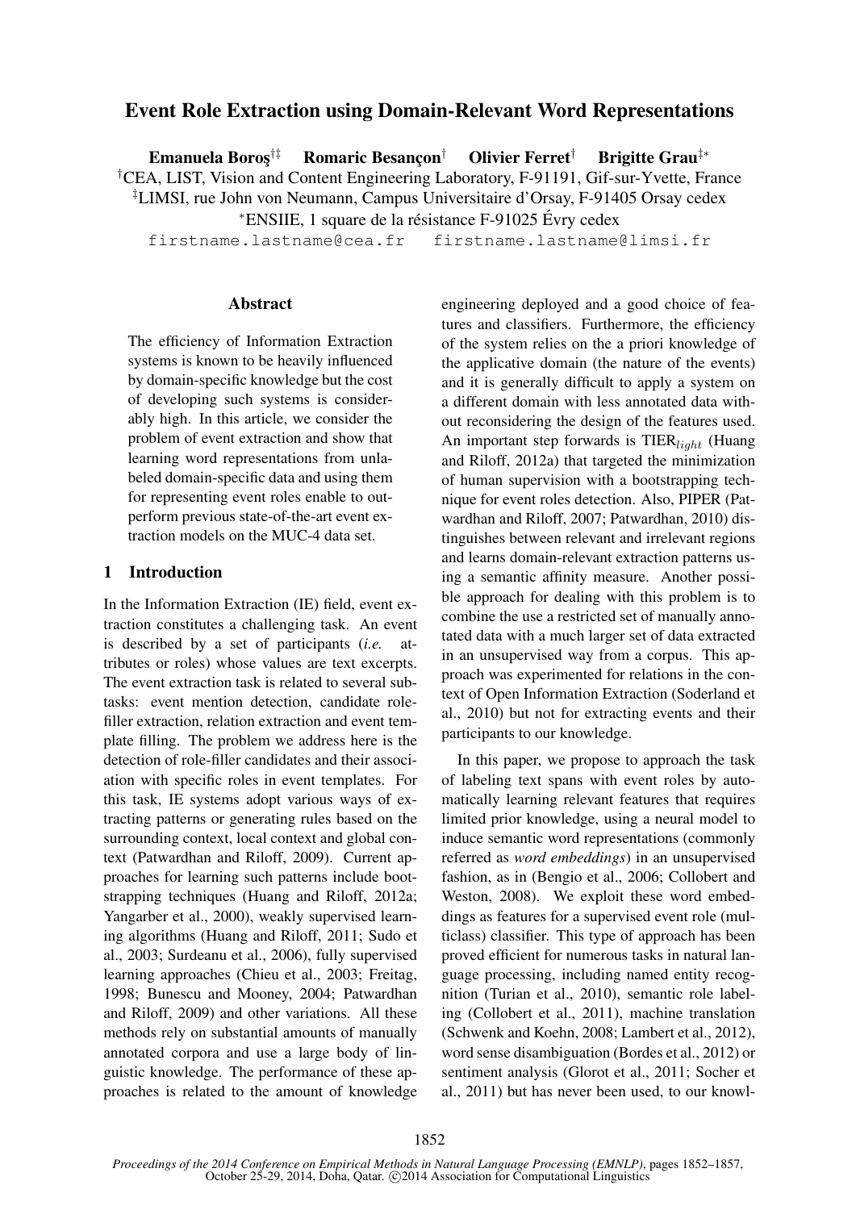# Event Role Extraction using Domain-Relevant Word Representations

**Emanuela Boroş**[†‡] **Romaric Besançon**[†] **Olivier Ferret**[†] **Brigitte Grau**[‡*]

[†]CEA, LIST, Vision and Content Engineering Laboratory, F-91191, Gif-sur-Yvette, France
[‡]LIMSI, rue John von Neumann, Campus Universitaire d'Orsay, F-91405 Orsay cedex
[*]ENSIIE, 1 square de la résistance F-91025 Évry cedex

firstname.lastname@cea.fr firstname.lastname@limsi.fr

## Abstract

The efficiency of Information Extraction systems is known to be heavily influenced by domain-specific knowledge but the cost of developing such systems is considerably high. In this article, we consider the problem of event extraction and show that learning word representations from unlabeled domain-specific data and using them for representing event roles enable to outperform previous state-of-the-art event extraction models on the MUC-4 data set.

## 1 Introduction

In the Information Extraction (IE) field, event extraction constitutes a challenging task. An event is described by a set of participants (*i.e.* attributes or roles) whose values are text excerpts. The event extraction task is related to several subtasks: event mention detection, candidate role-filler extraction, relation extraction and event template filling. The problem we address here is the detection of role-filler candidates and their association with specific roles in event templates. For this task, IE systems adopt various ways of extracting patterns or generating rules based on the surrounding context, local context and global context (Patwardhan and Riloff, 2009). Current approaches for learning such patterns include bootstrapping techniques (Huang and Riloff, 2012a; Yangarber et al., 2000), weakly supervised learning algorithms (Huang and Riloff, 2011; Sudo et al., 2003; Surdeanu et al., 2006), fully supervised learning approaches (Chieu et al., 2003; Freitag, 1998; Bunescu and Mooney, 2004; Patwardhan and Riloff, 2009) and other variations. All these methods rely on substantial amounts of manually annotated corpora and use a large body of linguistic knowledge. The performance of these approaches is related to the amount of knowledge engineering deployed and a good choice of features and classifiers. Furthermore, the efficiency of the system relies on the a priori knowledge of the applicative domain (the nature of the events) and it is generally difficult to apply a system on a different domain with less annotated data without reconsidering the design of the features used. An important step forwards is TIER$_{light}$ (Huang and Riloff, 2012a) that targeted the minimization of human supervision with a bootstrapping technique for event roles detection. Also, PIPER (Patwardhan and Riloff, 2007; Patwardhan, 2010) distinguishes between relevant and irrelevant regions and learns domain-relevant extraction patterns using a semantic affinity measure. Another possible approach for dealing with this problem is to combine the use a restricted set of manually annotated data with a much larger set of data extracted in an unsupervised way from a corpus. This approach was experimented for relations in the context of Open Information Extraction (Soderland et al., 2010) but not for extracting events and their participants to our knowledge.

In this paper, we propose to approach the task of labeling text spans with event roles by automatically learning relevant features that requires limited prior knowledge, using a neural model to induce semantic word representations (commonly referred as *word embeddings*) in an unsupervised fashion, as in (Bengio et al., 2006; Collobert and Weston, 2008). We exploit these word embeddings as features for a supervised event role (multiclass) classifier. This type of approach has been proved efficient for numerous tasks in natural language processing, including named entity recognition (Turian et al., 2010), semantic role labeling (Collobert et al., 2011), machine translation (Schwenk and Koehn, 2008; Lambert et al., 2012), word sense disambiguation (Bordes et al., 2012) or sentiment analysis (Glorot et al., 2011; Socher et al., 2011) but has never been used, to our knowl-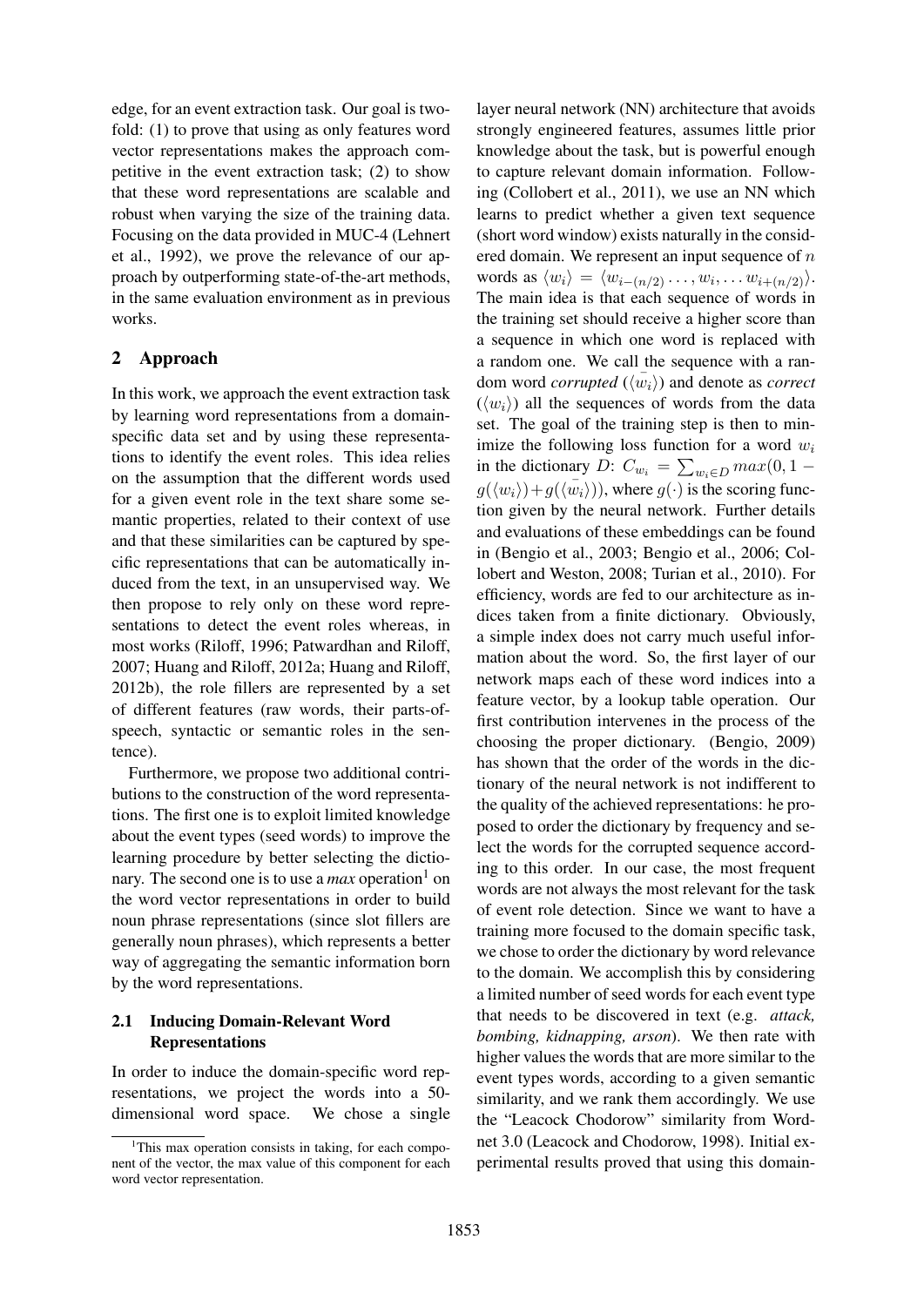edge, for an event extraction task. Our goal is twofold: (1) to prove that using as only features word vector representations makes the approach competitive in the event extraction task; (2) to show that these word representations are scalable and robust when varying the size of the training data. Focusing on the data provided in MUC-4 (Lehnert et al., 1992), we prove the relevance of our approach by outperforming state-of-the-art methods, in the same evaluation environment as in previous works.

## 2 Approach

In this work, we approach the event extraction task by learning word representations from a domain-specific data set and by using these representations to identify the event roles. This idea relies on the assumption that the different words used for a given event role in the text share some semantic properties, related to their context of use and that these similarities can be captured by specific representations that can be automatically induced from the text, in an unsupervised way. We then propose to rely only on these word representations to detect the event roles whereas, in most works (Riloff, 1996; Patwardhan and Riloff, 2007; Huang and Riloff, 2012a; Huang and Riloff, 2012b), the role fillers are represented by a set of different features (raw words, their parts-of-speech, syntactic or semantic roles in the sentence).

Furthermore, we propose two additional contributions to the construction of the word representations. The first one is to exploit limited knowledge about the event types (seed words) to improve the learning procedure by better selecting the dictionary. The second one is to use a *max* operation[1] on the word vector representations in order to build noun phrase representations (since slot fillers are generally noun phrases), which represents a better way of aggregating the semantic information born by the word representations.

### 2.1 Inducing Domain-Relevant Word Representations

In order to induce the domain-specific word representations, we project the words into a 50-dimensional word space. We chose a single layer neural network (NN) architecture that avoids strongly engineered features, assumes little prior knowledge about the task, but is powerful enough to capture relevant domain information. Following (Collobert et al., 2011), we use an NN which learns to predict whether a given text sequence (short word window) exists naturally in the considered domain. We represent an input sequence of $n$ words as $\langle w_i \rangle = \langle w_{i-(n/2)} \ldots, w_i, \ldots w_{i+(n/2)} \rangle$. The main idea is that each sequence of words in the training set should receive a higher score than a sequence in which one word is replaced with a random one. We call the sequence with a random word *corrupted* ($\langle \bar{w_i} \rangle$) and denote as *correct* ($\langle w_i \rangle$) all the sequences of words from the data set. The goal of the training step is then to minimize the following loss function for a word $w_i$ in the dictionary $D$: $C_{w_i} = \sum_{w_i \in D} max(0, 1 - g(\langle w_i \rangle) + g(\langle \bar{w_i} \rangle))$, where $g(\cdot)$ is the scoring function given by the neural network. Further details and evaluations of these embeddings can be found in (Bengio et al., 2003; Bengio et al., 2006; Collobert and Weston, 2008; Turian et al., 2010). For efficiency, words are fed to our architecture as indices taken from a finite dictionary. Obviously, a simple index does not carry much useful information about the word. So, the first layer of our network maps each of these word indices into a feature vector, by a lookup table operation. Our first contribution intervenes in the process of the choosing the proper dictionary. (Bengio, 2009) has shown that the order of the words in the dictionary of the neural network is not indifferent to the quality of the achieved representations: he proposed to order the dictionary by frequency and select the words for the corrupted sequence according to this order. In our case, the most frequent words are not always the most relevant for the task of event role detection. Since we want to have a training more focused to the domain specific task, we chose to order the dictionary by word relevance to the domain. We accomplish this by considering a limited number of seed words for each event type that needs to be discovered in text (e.g. *attack, bombing, kidnapping, arson*). We then rate with higher values the words that are more similar to the event types words, according to a given semantic similarity, and we rank them accordingly. We use the "Leacock Chodorow" similarity from Wordnet 3.0 (Leacock and Chodorow, 1998). Initial experimental results proved that using this domain-

[1] This max operation consists in taking, for each component of the vector, the max value of this component for each word vector representation.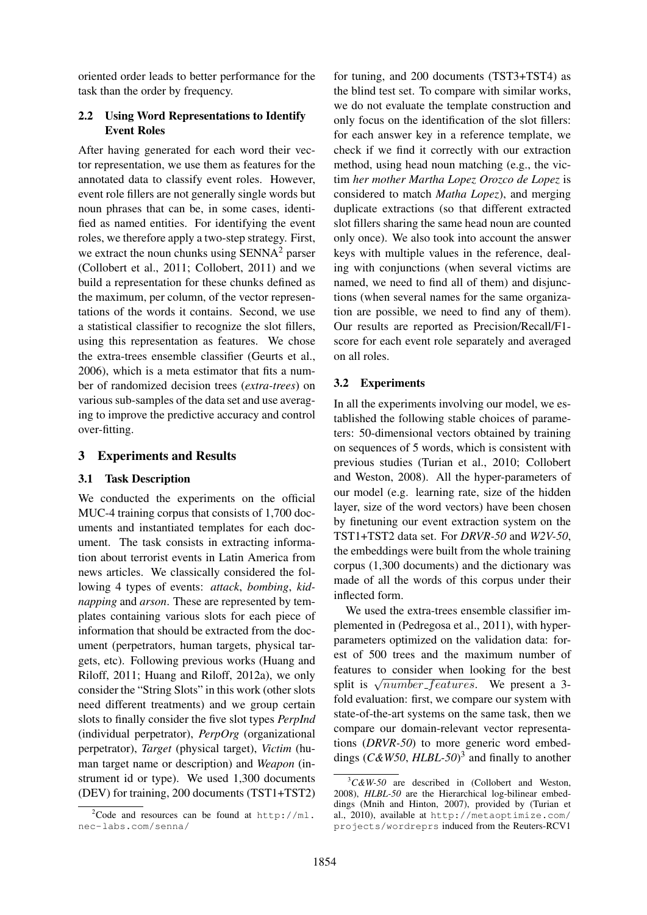oriented order leads to better performance for the task than the order by frequency.

### 2.2 Using Word Representations to Identify Event Roles

After having generated for each word their vector representation, we use them as features for the annotated data to classify event roles. However, event role fillers are not generally single words but noun phrases that can be, in some cases, identified as named entities. For identifying the event roles, we therefore apply a two-step strategy. First, we extract the noun chunks using SENNA[2] parser (Collobert et al., 2011; Collobert, 2011) and we build a representation for these chunks defined as the maximum, per column, of the vector representations of the words it contains. Second, we use a statistical classifier to recognize the slot fillers, using this representation as features. We chose the extra-trees ensemble classifier (Geurts et al., 2006), which is a meta estimator that fits a number of randomized decision trees (*extra-trees*) on various sub-samples of the data set and use averaging to improve the predictive accuracy and control over-fitting.

## 3 Experiments and Results

### 3.1 Task Description

We conducted the experiments on the official MUC-4 training corpus that consists of 1,700 documents and instantiated templates for each document. The task consists in extracting information about terrorist events in Latin America from news articles. We classically considered the following 4 types of events: *attack*, *bombing*, *kidnapping* and *arson*. These are represented by templates containing various slots for each piece of information that should be extracted from the document (perpetrators, human targets, physical targets, etc). Following previous works (Huang and Riloff, 2011; Huang and Riloff, 2012a), we only consider the "String Slots" in this work (other slots need different treatments) and we group certain slots to finally consider the five slot types *PerpInd* (individual perpetrator), *PerpOrg* (organizational perpetrator), *Target* (physical target), *Victim* (human target name or description) and *Weapon* (instrument id or type). We used 1,300 documents (DEV) for training, 200 documents (TST1+TST2) for tuning, and 200 documents (TST3+TST4) as the blind test set. To compare with similar works, we do not evaluate the template construction and only focus on the identification of the slot fillers: for each answer key in a reference template, we check if we find it correctly with our extraction method, using head noun matching (e.g., the victim *her mother Martha Lopez Orozco de Lopez* is considered to match *Matha Lopez*), and merging duplicate extractions (so that different extracted slot fillers sharing the same head noun are counted only once). We also took into account the answer keys with multiple values in the reference, dealing with conjunctions (when several victims are named, we need to find all of them) and disjunctions (when several names for the same organization are possible, we need to find any of them). Our results are reported as Precision/Recall/F1-score for each event role separately and averaged on all roles.

### 3.2 Experiments

In all the experiments involving our model, we established the following stable choices of parameters: 50-dimensional vectors obtained by training on sequences of 5 words, which is consistent with previous studies (Turian et al., 2010; Collobert and Weston, 2008). All the hyper-parameters of our model (e.g. learning rate, size of the hidden layer, size of the word vectors) have been chosen by finetuning our event extraction system on the TST1+TST2 data set. For *DRVR-50* and *W2V-50*, the embeddings were built from the whole training corpus (1,300 documents) and the dictionary was made of all the words of this corpus under their inflected form.

We used the extra-trees ensemble classifier implemented in (Pedregosa et al., 2011), with hyper-parameters optimized on the validation data: forest of 500 trees and the maximum number of features to consider when looking for the best split is $\sqrt{number\_features}$. We present a 3-fold evaluation: first, we compare our system with state-of-the-art systems on the same task, then we compare our domain-relevant vector representations (*DRVR-50*) to more generic word embeddings (*C&W50*, *HLBL-50*)[3] and finally to another

---

[2] Code and resources can be found at http://ml.nec-labs.com/senna/

[3] *C&W-50* are described in (Collobert and Weston, 2008), *HLBL-50* are the Hierarchical log-bilinear embeddings (Mnih and Hinton, 2007), provided by (Turian et al., 2010), available at http://metaoptimize.com/projects/wordreprs induced from the Reuters-RCV1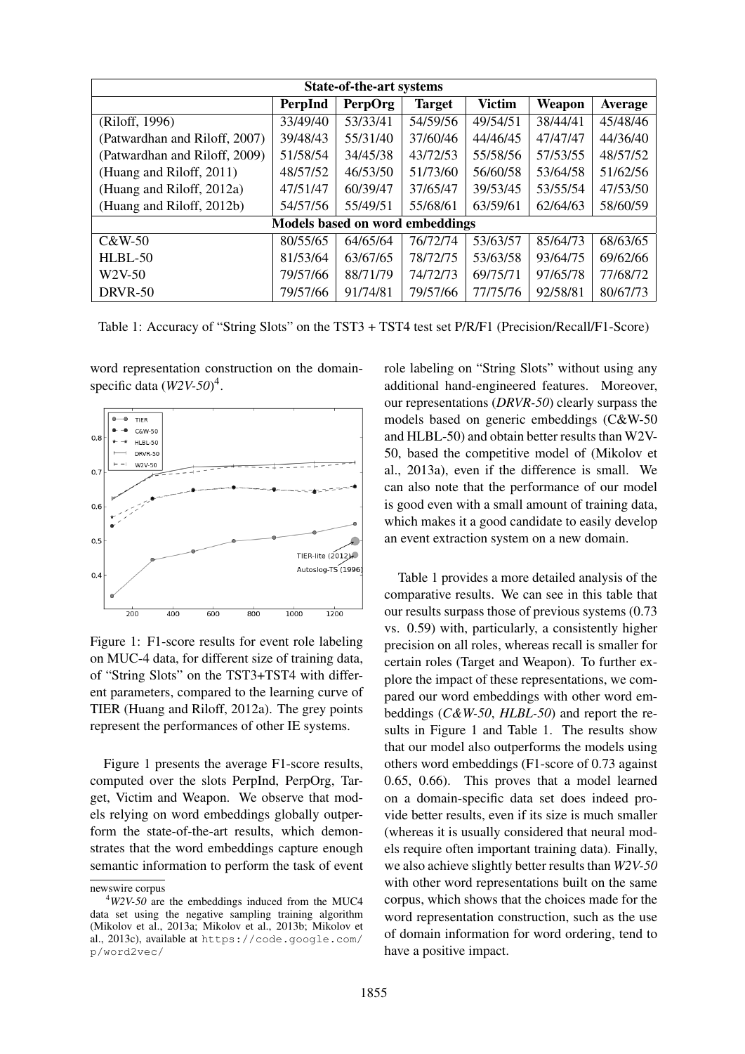| State-of-the-art systems | | | | | | |
|---|---|---|---|---|---|---|
| | **PerpInd** | **PerpOrg** | **Target** | **Victim** | **Weapon** | **Average** |
| (Riloff, 1996) | 33/49/40 | 53/33/41 | 54/59/56 | 49/54/51 | 38/44/41 | 45/48/46 |
| (Patwardhan and Riloff, 2007) | 39/48/43 | 55/31/40 | 37/60/46 | 44/46/45 | 47/47/47 | 44/36/40 |
| (Patwardhan and Riloff, 2009) | 51/58/54 | 34/45/38 | 43/72/53 | 55/58/56 | 57/53/55 | 48/57/52 |
| (Huang and Riloff, 2011) | 48/57/52 | 46/53/50 | 51/73/60 | 56/60/58 | 53/64/58 | 51/62/56 |
| (Huang and Riloff, 2012a) | 47/51/47 | 60/39/47 | 37/65/47 | 39/53/45 | 53/55/54 | 47/53/50 |
| (Huang and Riloff, 2012b) | 54/57/56 | 55/49/51 | 55/68/61 | 63/59/61 | 62/64/63 | 58/60/59 |
| **Models based on word embeddings** | | | | | | |
| C&W-50 | 80/55/65 | 64/65/64 | 76/72/74 | 53/63/57 | 85/64/73 | 68/63/65 |
| HLBL-50 | 81/53/64 | 63/67/65 | 78/72/75 | 53/63/58 | 93/64/75 | 69/62/66 |
| W2V-50 | 79/57/66 | 88/71/79 | 74/72/73 | 69/75/71 | 97/65/78 | 77/68/72 |
| DRVR-50 | 79/57/66 | 91/74/81 | 79/57/66 | 77/75/76 | 92/58/81 | 80/67/73 |

Table 1: Accuracy of "String Slots" on the TST3 + TST4 test set P/R/F1 (Precision/Recall/F1-Score)

word representation construction on the domain-specific data (*W2V-50*)[4].

Figure 1: F1-score results for event role labeling on MUC-4 data, for different size of training data, of "String Slots" on the TST3+TST4 with different parameters, compared to the learning curve of TIER (Huang and Riloff, 2012a). The grey points represent the performances of other IE systems.

Figure 1 presents the average F1-score results, computed over the slots PerpInd, PerpOrg, Target, Victim and Weapon. We observe that models relying on word embeddings globally outperform the state-of-the-art results, which demonstrates that the word embeddings capture enough semantic information to perform the task of event role labeling on "String Slots" without using any additional hand-engineered features. Moreover, our representations (*DRVR-50*) clearly surpass the models based on generic embeddings (C&W-50 and HLBL-50) and obtain better results than W2V-50, based the competitive model of (Mikolov et al., 2013a), even if the difference is small. We can also note that the performance of our model is good even with a small amount of training data, which makes it a good candidate to easily develop an event extraction system on a new domain.

Table 1 provides a more detailed analysis of the comparative results. We can see in this table that our results surpass those of previous systems (0.73 vs. 0.59) with, particularly, a consistently higher precision on all roles, whereas recall is smaller for certain roles (Target and Weapon). To further explore the impact of these representations, we compared our word embeddings with other word embeddings (*C&W-50*, *HLBL-50*) and report the results in Figure 1 and Table 1. The results show that our model also outperforms the models using others word embeddings (F1-score of 0.73 against 0.65, 0.66). This proves that a model learned on a domain-specific data set does indeed provide better results, even if its size is much smaller (whereas it is usually considered that neural models require often important training data). Finally, we also achieve slightly better results than *W2V-50* with other word representations built on the same corpus, which shows that the choices made for the word representation construction, such as the use of domain information for word ordering, tend to have a positive impact.

newswire corpus

[4] *W2V-50* are the embeddings induced from the MUC4 data set using the negative sampling training algorithm (Mikolov et al., 2013a; Mikolov et al., 2013b; Mikolov et al., 2013c), available at https://code.google.com/p/word2vec/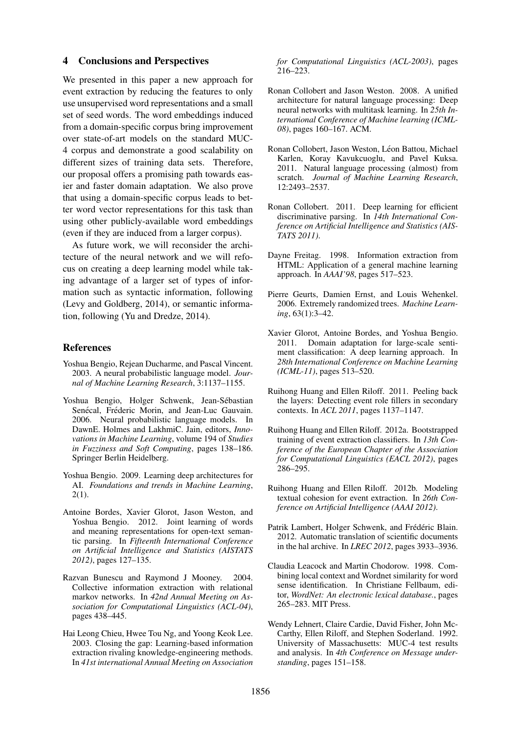## 4 Conclusions and Perspectives

We presented in this paper a new approach for event extraction by reducing the features to only use unsupervised word representations and a small set of seed words. The word embeddings induced from a domain-specific corpus bring improvement over state-of-art models on the standard MUC-4 corpus and demonstrate a good scalability on different sizes of training data sets. Therefore, our proposal offers a promising path towards easier and faster domain adaptation. We also prove that using a domain-specific corpus leads to better word vector representations for this task than using other publicly-available word embeddings (even if they are induced from a larger corpus).

As future work, we will reconsider the architecture of the neural network and we will refocus on creating a deep learning model while taking advantage of a larger set of types of information such as syntactic information, following (Levy and Goldberg, 2014), or semantic information, following (Yu and Dredze, 2014).

## References

Yoshua Bengio, Rejean Ducharme, and Pascal Vincent. 2003. A neural probabilistic language model. *Journal of Machine Learning Research*, 3:1137–1155.

Yoshua Bengio, Holger Schwenk, Jean-Sébastian Senécal, Fréderic Morin, and Jean-Luc Gauvain. 2006. Neural probabilistic language models. In DawnE. Holmes and LakhmiC. Jain, editors, *Innovations in Machine Learning*, volume 194 of *Studies in Fuzziness and Soft Computing*, pages 138–186. Springer Berlin Heidelberg.

Yoshua Bengio. 2009. Learning deep architectures for AI. *Foundations and trends in Machine Learning*, 2(1).

Antoine Bordes, Xavier Glorot, Jason Weston, and Yoshua Bengio. 2012. Joint learning of words and meaning representations for open-text semantic parsing. In *Fifteenth International Conference on Artificial Intelligence and Statistics (AISTATS 2012)*, pages 127–135.

Razvan Bunescu and Raymond J Mooney. 2004. Collective information extraction with relational markov networks. In *42nd Annual Meeting on Association for Computational Linguistics (ACL-04)*, pages 438–445.

Hai Leong Chieu, Hwee Tou Ng, and Yoong Keok Lee. 2003. Closing the gap: Learning-based information extraction rivaling knowledge-engineering methods. In *41st international Annual Meeting on Association for Computational Linguistics (ACL-2003)*, pages 216–223.

Ronan Collobert and Jason Weston. 2008. A unified architecture for natural language processing: Deep neural networks with multitask learning. In *25th International Conference of Machine learning (ICML-08)*, pages 160–167. ACM.

Ronan Collobert, Jason Weston, Léon Battou, Michael Karlen, Koray Kavukcuoglu, and Pavel Kuksa. 2011. Natural language processing (almost) from scratch. *Journal of Machine Learning Research*, 12:2493–2537.

Ronan Collobert. 2011. Deep learning for efficient discriminative parsing. In *14th International Conference on Artificial Intelligence and Statistics (AISTATS 2011)*.

Dayne Freitag. 1998. Information extraction from HTML: Application of a general machine learning approach. In *AAAI'98*, pages 517–523.

Pierre Geurts, Damien Ernst, and Louis Wehenkel. 2006. Extremely randomized trees. *Machine Learning*, 63(1):3–42.

Xavier Glorot, Antoine Bordes, and Yoshua Bengio. 2011. Domain adaptation for large-scale sentiment classification: A deep learning approach. In *28th International Conference on Machine Learning (ICML-11)*, pages 513–520.

Ruihong Huang and Ellen Riloff. 2011. Peeling back the layers: Detecting event role fillers in secondary contexts. In *ACL 2011*, pages 1137–1147.

Ruihong Huang and Ellen Riloff. 2012a. Bootstrapped training of event extraction classifiers. In *13th Conference of the European Chapter of the Association for Computational Linguistics (EACL 2012)*, pages 286–295.

Ruihong Huang and Ellen Riloff. 2012b. Modeling textual cohesion for event extraction. In *26th Conference on Artificial Intelligence (AAAI 2012)*.

Patrik Lambert, Holger Schwenk, and Frédéric Blain. 2012. Automatic translation of scientific documents in the hal archive. In *LREC 2012*, pages 3933–3936.

Claudia Leacock and Martin Chodorow. 1998. Combining local context and Wordnet similarity for word sense identification. In Christiane Fellbaum, editor, *WordNet: An electronic lexical database.*, pages 265–283. MIT Press.

Wendy Lehnert, Claire Cardie, David Fisher, John McCarthy, Ellen Riloff, and Stephen Soderland. 1992. University of Massachusetts: MUC-4 test results and analysis. In *4th Conference on Message understanding*, pages 151–158.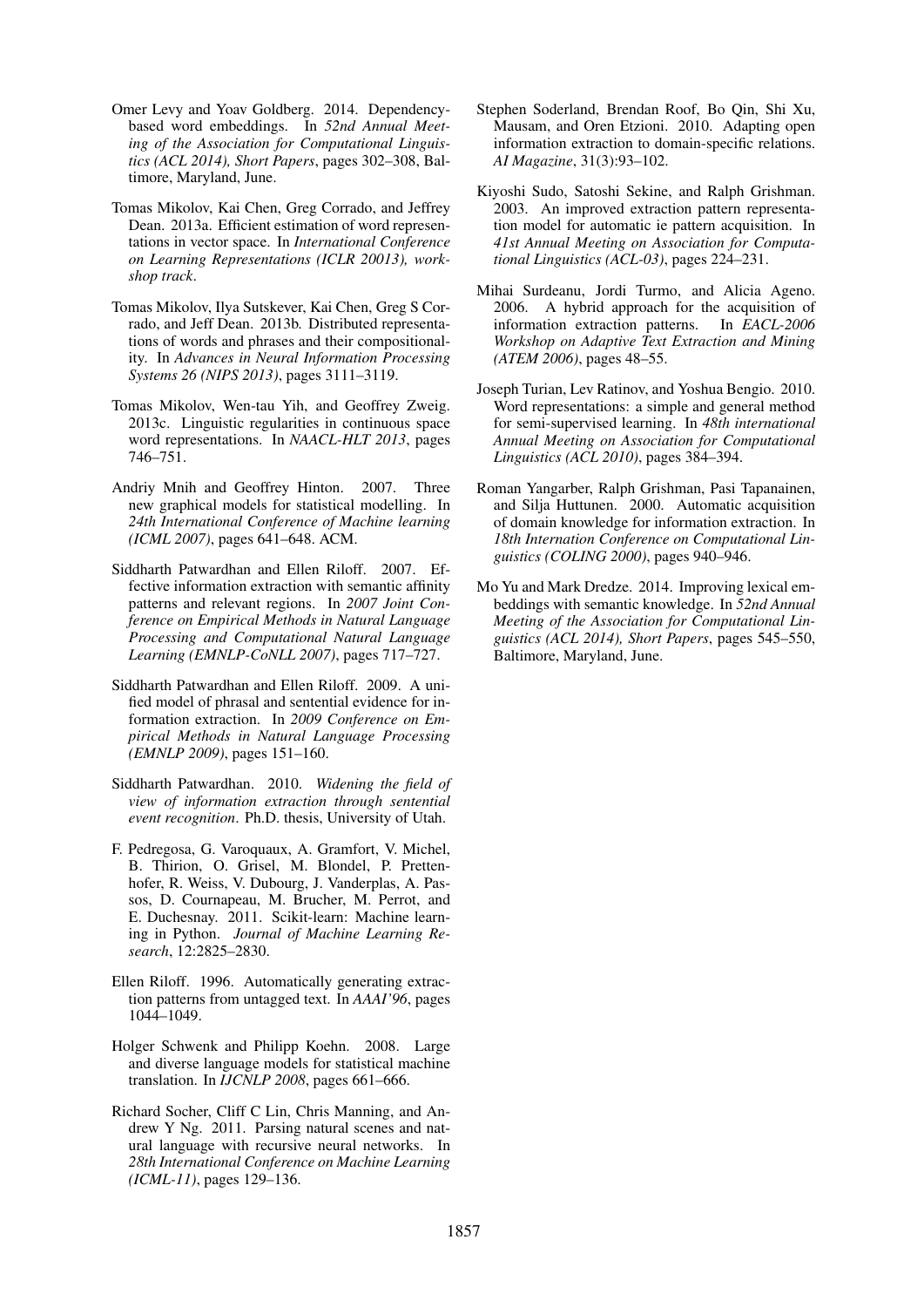Omer Levy and Yoav Goldberg. 2014. Dependency-based word embeddings. In *52nd Annual Meeting of the Association for Computational Linguistics (ACL 2014), Short Papers*, pages 302–308, Baltimore, Maryland, June.

Tomas Mikolov, Kai Chen, Greg Corrado, and Jeffrey Dean. 2013a. Efficient estimation of word representations in vector space. In *International Conference on Learning Representations (ICLR 20013), workshop track*.

Tomas Mikolov, Ilya Sutskever, Kai Chen, Greg S Corrado, and Jeff Dean. 2013b. Distributed representations of words and phrases and their compositionality. In *Advances in Neural Information Processing Systems 26 (NIPS 2013)*, pages 3111–3119.

Tomas Mikolov, Wen-tau Yih, and Geoffrey Zweig. 2013c. Linguistic regularities in continuous space word representations. In *NAACL-HLT 2013*, pages 746–751.

Andriy Mnih and Geoffrey Hinton. 2007. Three new graphical models for statistical modelling. In *24th International Conference of Machine learning (ICML 2007)*, pages 641–648. ACM.

Siddharth Patwardhan and Ellen Riloff. 2007. Effective information extraction with semantic affinity patterns and relevant regions. In *2007 Joint Conference on Empirical Methods in Natural Language Processing and Computational Natural Language Learning (EMNLP-CoNLL 2007)*, pages 717–727.

Siddharth Patwardhan and Ellen Riloff. 2009. A unified model of phrasal and sentential evidence for information extraction. In *2009 Conference on Empirical Methods in Natural Language Processing (EMNLP 2009)*, pages 151–160.

Siddharth Patwardhan. 2010. *Widening the field of view of information extraction through sentential event recognition*. Ph.D. thesis, University of Utah.

F. Pedregosa, G. Varoquaux, A. Gramfort, V. Michel, B. Thirion, O. Grisel, M. Blondel, P. Prettenhofer, R. Weiss, V. Dubourg, J. Vanderplas, A. Passos, D. Cournapeau, M. Brucher, M. Perrot, and E. Duchesnay. 2011. Scikit-learn: Machine learning in Python. *Journal of Machine Learning Research*, 12:2825–2830.

Ellen Riloff. 1996. Automatically generating extraction patterns from untagged text. In *AAAI'96*, pages 1044–1049.

Holger Schwenk and Philipp Koehn. 2008. Large and diverse language models for statistical machine translation. In *IJCNLP 2008*, pages 661–666.

Richard Socher, Cliff C Lin, Chris Manning, and Andrew Y Ng. 2011. Parsing natural scenes and natural language with recursive neural networks. In *28th International Conference on Machine Learning (ICML-11)*, pages 129–136.

Stephen Soderland, Brendan Roof, Bo Qin, Shi Xu, Mausam, and Oren Etzioni. 2010. Adapting open information extraction to domain-specific relations. *AI Magazine*, 31(3):93–102.

Kiyoshi Sudo, Satoshi Sekine, and Ralph Grishman. 2003. An improved extraction pattern representation model for automatic ie pattern acquisition. In *41st Annual Meeting on Association for Computational Linguistics (ACL-03)*, pages 224–231.

Mihai Surdeanu, Jordi Turmo, and Alicia Ageno. 2006. A hybrid approach for the acquisition of information extraction patterns. In *EACL-2006 Workshop on Adaptive Text Extraction and Mining (ATEM 2006)*, pages 48–55.

Joseph Turian, Lev Ratinov, and Yoshua Bengio. 2010. Word representations: a simple and general method for semi-supervised learning. In *48th international Annual Meeting on Association for Computational Linguistics (ACL 2010)*, pages 384–394.

Roman Yangarber, Ralph Grishman, Pasi Tapanainen, and Silja Huttunen. 2000. Automatic acquisition of domain knowledge for information extraction. In *18th Internation Conference on Computational Linguistics (COLING 2000)*, pages 940–946.

Mo Yu and Mark Dredze. 2014. Improving lexical embeddings with semantic knowledge. In *52nd Annual Meeting of the Association for Computational Linguistics (ACL 2014), Short Papers*, pages 545–550, Baltimore, Maryland, June.